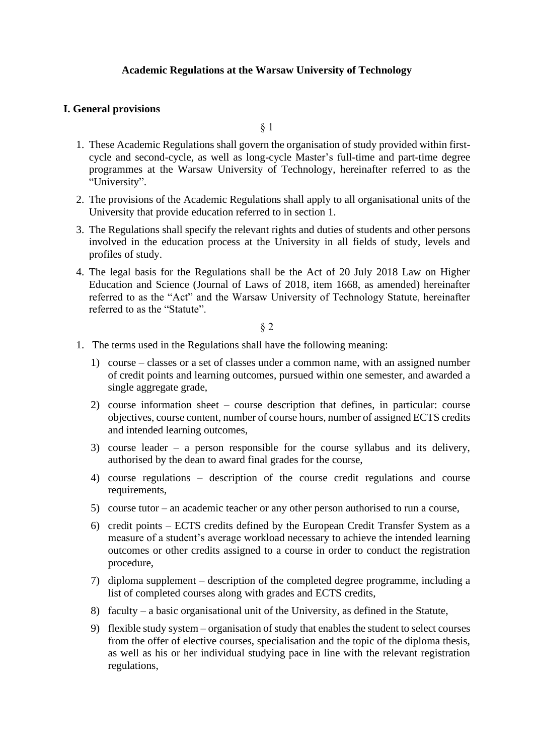# Academic Regulations at the Warsaw University of Technology

## I. General provisions

§ 1

1. These Academic Regulations shall govern the organisation of study provided within first-cycle and second-cycle, as well as long-cycle Master's full-time and part-time degree programmes at the Warsaw University of Technology, hereinafter referred to as the "University".
2. The provisions of the Academic Regulations shall apply to all organisational units of the University that provide education referred to in section 1.
3. The Regulations shall specify the relevant rights and duties of students and other persons involved in the education process at the University in all fields of study, levels and profiles of study.
4. The legal basis for the Regulations shall be the Act of 20 July 2018 Law on Higher Education and Science (Journal of Laws of 2018, item 1668, as amended) hereinafter referred to as the "Act" and the Warsaw University of Technology Statute, hereinafter referred to as the "Statute".

§ 2

1. The terms used in the Regulations shall have the following meaning:
   1) course – classes or a set of classes under a common name, with an assigned number of credit points and learning outcomes, pursued within one semester, and awarded a single aggregate grade,
   2) course information sheet – course description that defines, in particular: course objectives, course content, number of course hours, number of assigned ECTS credits and intended learning outcomes,
   3) course leader – a person responsible for the course syllabus and its delivery, authorised by the dean to award final grades for the course,
   4) course regulations – description of the course credit regulations and course requirements,
   5) course tutor – an academic teacher or any other person authorised to run a course,
   6) credit points – ECTS credits defined by the European Credit Transfer System as a measure of a student's average workload necessary to achieve the intended learning outcomes or other credits assigned to a course in order to conduct the registration procedure,
   7) diploma supplement – description of the completed degree programme, including a list of completed courses along with grades and ECTS credits,
   8) faculty – a basic organisational unit of the University, as defined in the Statute,
   9) flexible study system – organisation of study that enables the student to select courses from the offer of elective courses, specialisation and the topic of the diploma thesis, as well as his or her individual studying pace in line with the relevant registration regulations,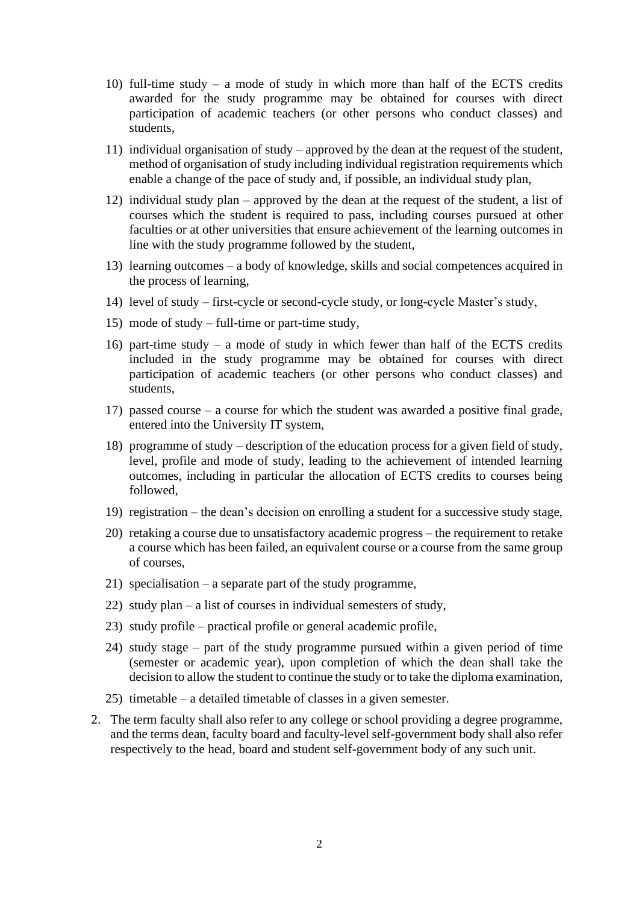10) full-time study – a mode of study in which more than half of the ECTS credits awarded for the study programme may be obtained for courses with direct participation of academic teachers (or other persons who conduct classes) and students,

11) individual organisation of study – approved by the dean at the request of the student, method of organisation of study including individual registration requirements which enable a change of the pace of study and, if possible, an individual study plan,

12) individual study plan – approved by the dean at the request of the student, a list of courses which the student is required to pass, including courses pursued at other faculties or at other universities that ensure achievement of the learning outcomes in line with the study programme followed by the student,

13) learning outcomes – a body of knowledge, skills and social competences acquired in the process of learning,

14) level of study – first-cycle or second-cycle study, or long-cycle Master's study,

15) mode of study – full-time or part-time study,

16) part-time study – a mode of study in which fewer than half of the ECTS credits included in the study programme may be obtained for courses with direct participation of academic teachers (or other persons who conduct classes) and students,

17) passed course – a course for which the student was awarded a positive final grade, entered into the University IT system,

18) programme of study – description of the education process for a given field of study, level, profile and mode of study, leading to the achievement of intended learning outcomes, including in particular the allocation of ECTS credits to courses being followed,

19) registration – the dean's decision on enrolling a student for a successive study stage,

20) retaking a course due to unsatisfactory academic progress – the requirement to retake a course which has been failed, an equivalent course or a course from the same group of courses,

21) specialisation – a separate part of the study programme,

22) study plan – a list of courses in individual semesters of study,

23) study profile – practical profile or general academic profile,

24) study stage – part of the study programme pursued within a given period of time (semester or academic year), upon completion of which the dean shall take the decision to allow the student to continue the study or to take the diploma examination,

25) timetable – a detailed timetable of classes in a given semester.

2. The term faculty shall also refer to any college or school providing a degree programme, and the terms dean, faculty board and faculty-level self-government body shall also refer respectively to the head, board and student self-government body of any such unit.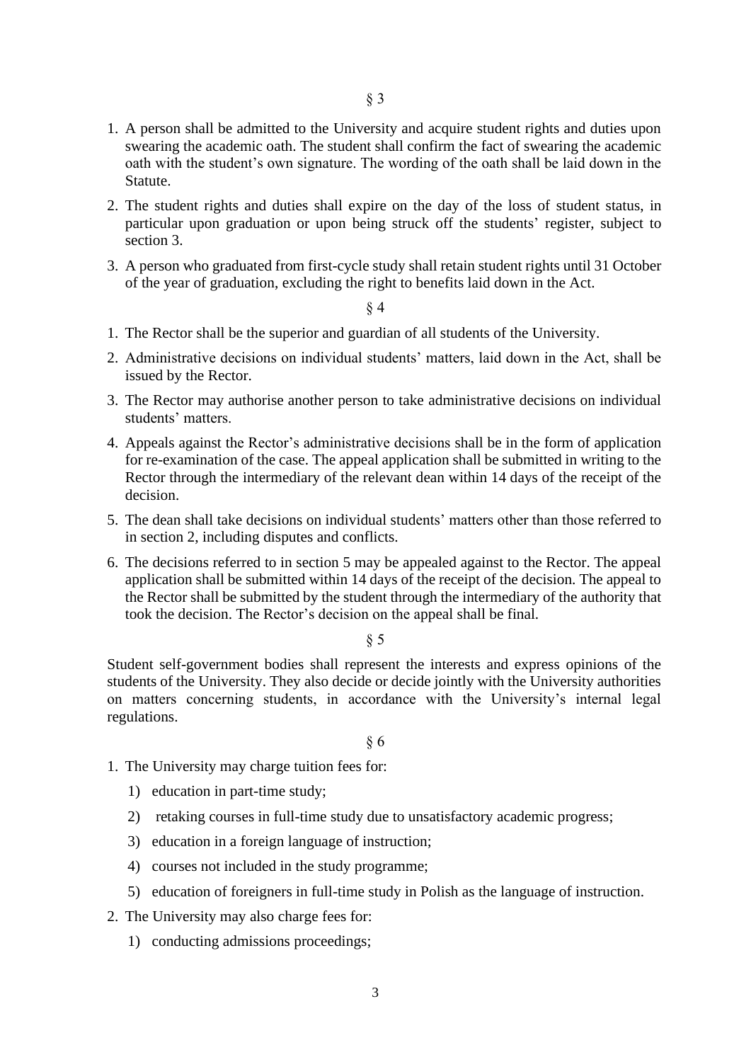§ 3

1. A person shall be admitted to the University and acquire student rights and duties upon swearing the academic oath. The student shall confirm the fact of swearing the academic oath with the student's own signature. The wording of the oath shall be laid down in the Statute.
2. The student rights and duties shall expire on the day of the loss of student status, in particular upon graduation or upon being struck off the students' register, subject to section 3.
3. A person who graduated from first-cycle study shall retain student rights until 31 October of the year of graduation, excluding the right to benefits laid down in the Act.

§ 4

1. The Rector shall be the superior and guardian of all students of the University.
2. Administrative decisions on individual students' matters, laid down in the Act, shall be issued by the Rector.
3. The Rector may authorise another person to take administrative decisions on individual students' matters.
4. Appeals against the Rector's administrative decisions shall be in the form of application for re-examination of the case. The appeal application shall be submitted in writing to the Rector through the intermediary of the relevant dean within 14 days of the receipt of the decision.
5. The dean shall take decisions on individual students' matters other than those referred to in section 2, including disputes and conflicts.
6. The decisions referred to in section 5 may be appealed against to the Rector. The appeal application shall be submitted within 14 days of the receipt of the decision. The appeal to the Rector shall be submitted by the student through the intermediary of the authority that took the decision. The Rector's decision on the appeal shall be final.

§ 5

Student self-government bodies shall represent the interests and express opinions of the students of the University. They also decide or decide jointly with the University authorities on matters concerning students, in accordance with the University's internal legal regulations.

§ 6

1. The University may charge tuition fees for:
   1) education in part-time study;
   2) retaking courses in full-time study due to unsatisfactory academic progress;
   3) education in a foreign language of instruction;
   4) courses not included in the study programme;
   5) education of foreigners in full-time study in Polish as the language of instruction.
2. The University may also charge fees for:
   1) conducting admissions proceedings;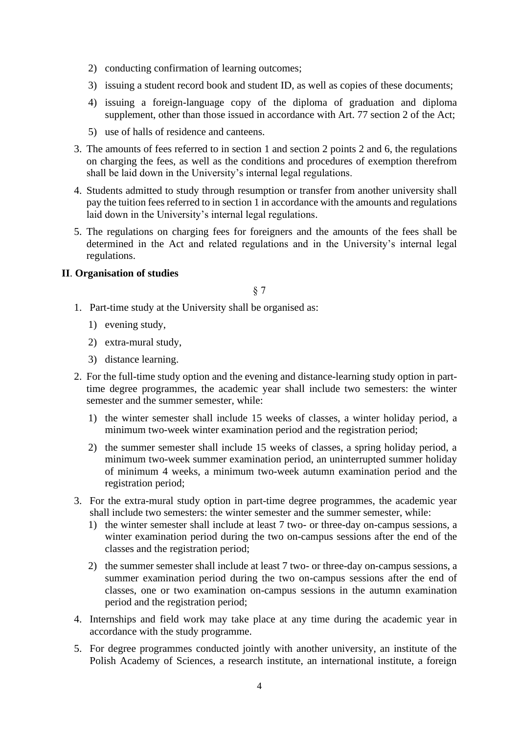2) conducting confirmation of learning outcomes;
3) issuing a student record book and student ID, as well as copies of these documents;
4) issuing a foreign-language copy of the diploma of graduation and diploma supplement, other than those issued in accordance with Art. 77 section 2 of the Act;
5) use of halls of residence and canteens.

3. The amounts of fees referred to in section 1 and section 2 points 2 and 6, the regulations on charging the fees, as well as the conditions and procedures of exemption therefrom shall be laid down in the University's internal legal regulations.
4. Students admitted to study through resumption or transfer from another university shall pay the tuition fees referred to in section 1 in accordance with the amounts and regulations laid down in the University's internal legal regulations.
5. The regulations on charging fees for foreigners and the amounts of the fees shall be determined in the Act and related regulations and in the University's internal legal regulations.

## II. Organisation of studies

§ 7

1. Part-time study at the University shall be organised as:
   1) evening study,
   2) extra-mural study,
   3) distance learning.
2. For the full-time study option and the evening and distance-learning study option in part-time degree programmes, the academic year shall include two semesters: the winter semester and the summer semester, while:
   1) the winter semester shall include 15 weeks of classes, a winter holiday period, a minimum two-week winter examination period and the registration period;
   2) the summer semester shall include 15 weeks of classes, a spring holiday period, a minimum two-week summer examination period, an uninterrupted summer holiday of minimum 4 weeks, a minimum two-week autumn examination period and the registration period;
3. For the extra-mural study option in part-time degree programmes, the academic year shall include two semesters: the winter semester and the summer semester, while:
   1) the winter semester shall include at least 7 two- or three-day on-campus sessions, a winter examination period during the two on-campus sessions after the end of the classes and the registration period;
   2) the summer semester shall include at least 7 two- or three-day on-campus sessions, a summer examination period during the two on-campus sessions after the end of classes, one or two examination on-campus sessions in the autumn examination period and the registration period;
4. Internships and field work may take place at any time during the academic year in accordance with the study programme.
5. For degree programmes conducted jointly with another university, an institute of the Polish Academy of Sciences, a research institute, an international institute, a foreign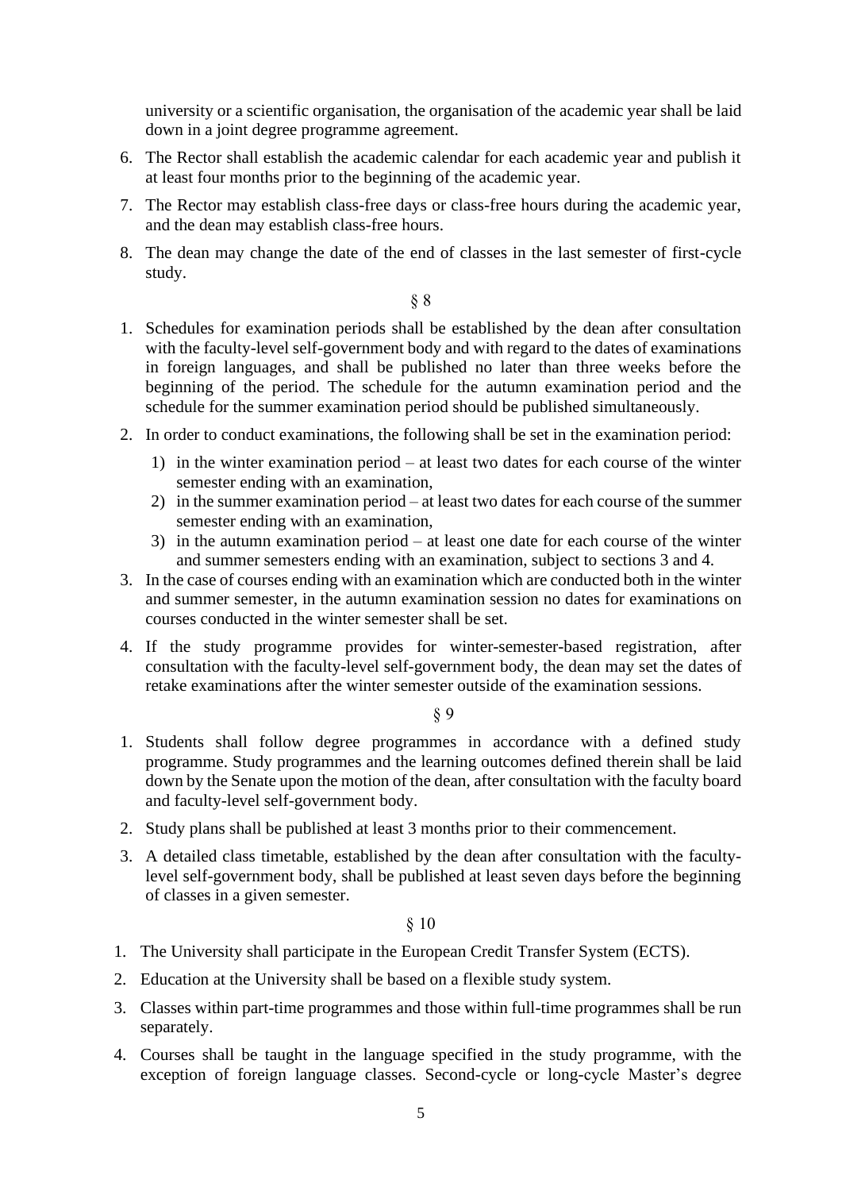university or a scientific organisation, the organisation of the academic year shall be laid down in a joint degree programme agreement.

6. The Rector shall establish the academic calendar for each academic year and publish it at least four months prior to the beginning of the academic year.
7. The Rector may establish class-free days or class-free hours during the academic year, and the dean may establish class-free hours.
8. The dean may change the date of the end of classes in the last semester of first-cycle study.

§ 8

1. Schedules for examination periods shall be established by the dean after consultation with the faculty-level self-government body and with regard to the dates of examinations in foreign languages, and shall be published no later than three weeks before the beginning of the period. The schedule for the autumn examination period and the schedule for the summer examination period should be published simultaneously.
2. In order to conduct examinations, the following shall be set in the examination period:
   1) in the winter examination period – at least two dates for each course of the winter semester ending with an examination,
   2) in the summer examination period – at least two dates for each course of the summer semester ending with an examination,
   3) in the autumn examination period – at least one date for each course of the winter and summer semesters ending with an examination, subject to sections 3 and 4.
3. In the case of courses ending with an examination which are conducted both in the winter and summer semester, in the autumn examination session no dates for examinations on courses conducted in the winter semester shall be set.
4. If the study programme provides for winter-semester-based registration, after consultation with the faculty-level self-government body, the dean may set the dates of retake examinations after the winter semester outside of the examination sessions.

§ 9

1. Students shall follow degree programmes in accordance with a defined study programme. Study programmes and the learning outcomes defined therein shall be laid down by the Senate upon the motion of the dean, after consultation with the faculty board and faculty-level self-government body.
2. Study plans shall be published at least 3 months prior to their commencement.
3. A detailed class timetable, established by the dean after consultation with the faculty-level self-government body, shall be published at least seven days before the beginning of classes in a given semester.

§ 10

1. The University shall participate in the European Credit Transfer System (ECTS).
2. Education at the University shall be based on a flexible study system.
3. Classes within part-time programmes and those within full-time programmes shall be run separately.
4. Courses shall be taught in the language specified in the study programme, with the exception of foreign language classes. Second-cycle or long-cycle Master's degree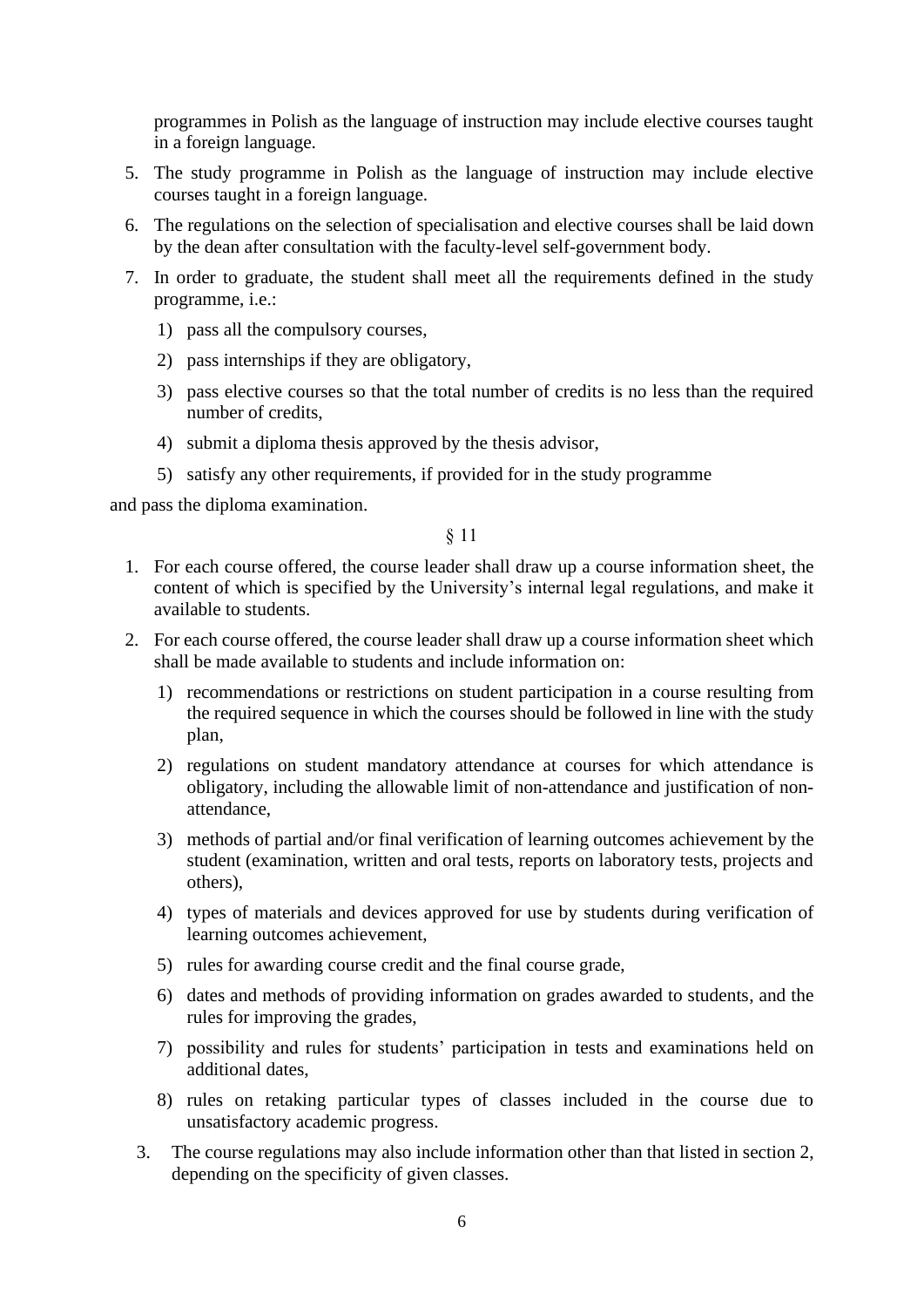programmes in Polish as the language of instruction may include elective courses taught in a foreign language.

5. The study programme in Polish as the language of instruction may include elective courses taught in a foreign language.
6. The regulations on the selection of specialisation and elective courses shall be laid down by the dean after consultation with the faculty-level self-government body.
7. In order to graduate, the student shall meet all the requirements defined in the study programme, i.e.:
   1) pass all the compulsory courses,
   2) pass internships if they are obligatory,
   3) pass elective courses so that the total number of credits is no less than the required number of credits,
   4) submit a diploma thesis approved by the thesis advisor,
   5) satisfy any other requirements, if provided for in the study programme

and pass the diploma examination.

§ 11

1. For each course offered, the course leader shall draw up a course information sheet, the content of which is specified by the University's internal legal regulations, and make it available to students.
2. For each course offered, the course leader shall draw up a course information sheet which shall be made available to students and include information on:
   1) recommendations or restrictions on student participation in a course resulting from the required sequence in which the courses should be followed in line with the study plan,
   2) regulations on student mandatory attendance at courses for which attendance is obligatory, including the allowable limit of non-attendance and justification of non-attendance,
   3) methods of partial and/or final verification of learning outcomes achievement by the student (examination, written and oral tests, reports on laboratory tests, projects and others),
   4) types of materials and devices approved for use by students during verification of learning outcomes achievement,
   5) rules for awarding course credit and the final course grade,
   6) dates and methods of providing information on grades awarded to students, and the rules for improving the grades,
   7) possibility and rules for students' participation in tests and examinations held on additional dates,
   8) rules on retaking particular types of classes included in the course due to unsatisfactory academic progress.
3. The course regulations may also include information other than that listed in section 2, depending on the specificity of given classes.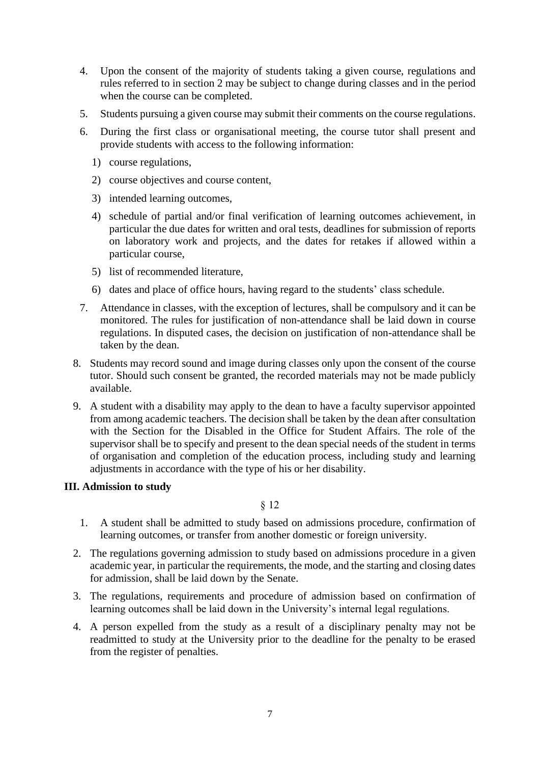4. Upon the consent of the majority of students taking a given course, regulations and rules referred to in section 2 may be subject to change during classes and in the period when the course can be completed.
5. Students pursuing a given course may submit their comments on the course regulations.
6. During the first class or organisational meeting, the course tutor shall present and provide students with access to the following information:
   1) course regulations,
   2) course objectives and course content,
   3) intended learning outcomes,
   4) schedule of partial and/or final verification of learning outcomes achievement, in particular the due dates for written and oral tests, deadlines for submission of reports on laboratory work and projects, and the dates for retakes if allowed within a particular course,
   5) list of recommended literature,
   6) dates and place of office hours, having regard to the students' class schedule.
7. Attendance in classes, with the exception of lectures, shall be compulsory and it can be monitored. The rules for justification of non-attendance shall be laid down in course regulations. In disputed cases, the decision on justification of non-attendance shall be taken by the dean.
8. Students may record sound and image during classes only upon the consent of the course tutor. Should such consent be granted, the recorded materials may not be made publicly available.
9. A student with a disability may apply to the dean to have a faculty supervisor appointed from among academic teachers. The decision shall be taken by the dean after consultation with the Section for the Disabled in the Office for Student Affairs. The role of the supervisor shall be to specify and present to the dean special needs of the student in terms of organisation and completion of the education process, including study and learning adjustments in accordance with the type of his or her disability.

**III. Admission to study**

§ 12

1. A student shall be admitted to study based on admissions procedure, confirmation of learning outcomes, or transfer from another domestic or foreign university.
2. The regulations governing admission to study based on admissions procedure in a given academic year, in particular the requirements, the mode, and the starting and closing dates for admission, shall be laid down by the Senate.
3. The regulations, requirements and procedure of admission based on confirmation of learning outcomes shall be laid down in the University's internal legal regulations.
4. A person expelled from the study as a result of a disciplinary penalty may not be readmitted to study at the University prior to the deadline for the penalty to be erased from the register of penalties.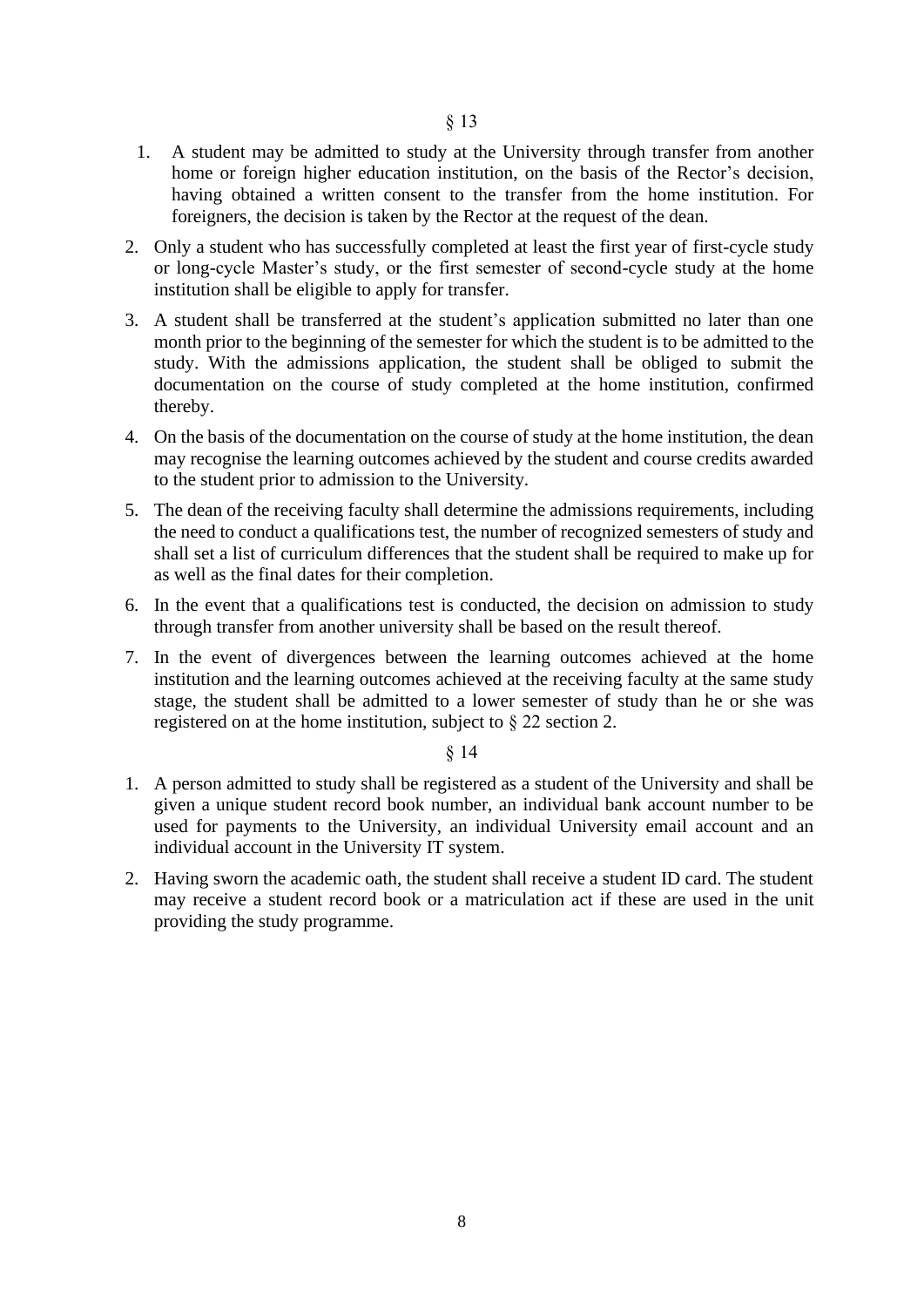§ 13

1. A student may be admitted to study at the University through transfer from another home or foreign higher education institution, on the basis of the Rector's decision, having obtained a written consent to the transfer from the home institution. For foreigners, the decision is taken by the Rector at the request of the dean.
2. Only a student who has successfully completed at least the first year of first-cycle study or long-cycle Master's study, or the first semester of second-cycle study at the home institution shall be eligible to apply for transfer.
3. A student shall be transferred at the student's application submitted no later than one month prior to the beginning of the semester for which the student is to be admitted to the study. With the admissions application, the student shall be obliged to submit the documentation on the course of study completed at the home institution, confirmed thereby.
4. On the basis of the documentation on the course of study at the home institution, the dean may recognise the learning outcomes achieved by the student and course credits awarded to the student prior to admission to the University.
5. The dean of the receiving faculty shall determine the admissions requirements, including the need to conduct a qualifications test, the number of recognized semesters of study and shall set a list of curriculum differences that the student shall be required to make up for as well as the final dates for their completion.
6. In the event that a qualifications test is conducted, the decision on admission to study through transfer from another university shall be based on the result thereof.
7. In the event of divergences between the learning outcomes achieved at the home institution and the learning outcomes achieved at the receiving faculty at the same study stage, the student shall be admitted to a lower semester of study than he or she was registered on at the home institution, subject to § 22 section 2.

§ 14

1. A person admitted to study shall be registered as a student of the University and shall be given a unique student record book number, an individual bank account number to be used for payments to the University, an individual University email account and an individual account in the University IT system.
2. Having sworn the academic oath, the student shall receive a student ID card. The student may receive a student record book or a matriculation act if these are used in the unit providing the study programme.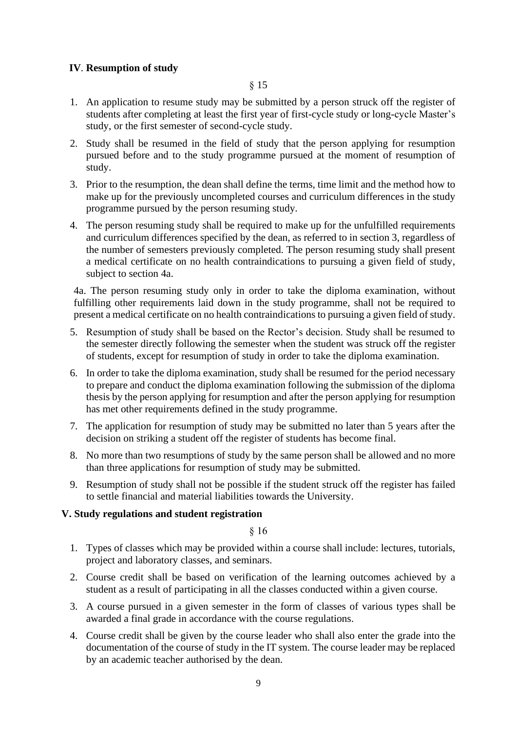## IV. Resumption of study

§ 15

1. An application to resume study may be submitted by a person struck off the register of students after completing at least the first year of first-cycle study or long-cycle Master's study, or the first semester of second-cycle study.
2. Study shall be resumed in the field of study that the person applying for resumption pursued before and to the study programme pursued at the moment of resumption of study.
3. Prior to the resumption, the dean shall define the terms, time limit and the method how to make up for the previously uncompleted courses and curriculum differences in the study programme pursued by the person resuming study.
4. The person resuming study shall be required to make up for the unfulfilled requirements and curriculum differences specified by the dean, as referred to in section 3, regardless of the number of semesters previously completed. The person resuming study shall present a medical certificate on no health contraindications to pursuing a given field of study, subject to section 4a.

4a. The person resuming study only in order to take the diploma examination, without fulfilling other requirements laid down in the study programme, shall not be required to present a medical certificate on no health contraindications to pursuing a given field of study.

5. Resumption of study shall be based on the Rector's decision. Study shall be resumed to the semester directly following the semester when the student was struck off the register of students, except for resumption of study in order to take the diploma examination.
6. In order to take the diploma examination, study shall be resumed for the period necessary to prepare and conduct the diploma examination following the submission of the diploma thesis by the person applying for resumption and after the person applying for resumption has met other requirements defined in the study programme.
7. The application for resumption of study may be submitted no later than 5 years after the decision on striking a student off the register of students has become final.
8. No more than two resumptions of study by the same person shall be allowed and no more than three applications for resumption of study may be submitted.
9. Resumption of study shall not be possible if the student struck off the register has failed to settle financial and material liabilities towards the University.

## V. Study regulations and student registration

§ 16

1. Types of classes which may be provided within a course shall include: lectures, tutorials, project and laboratory classes, and seminars.
2. Course credit shall be based on verification of the learning outcomes achieved by a student as a result of participating in all the classes conducted within a given course.
3. A course pursued in a given semester in the form of classes of various types shall be awarded a final grade in accordance with the course regulations.
4. Course credit shall be given by the course leader who shall also enter the grade into the documentation of the course of study in the IT system. The course leader may be replaced by an academic teacher authorised by the dean.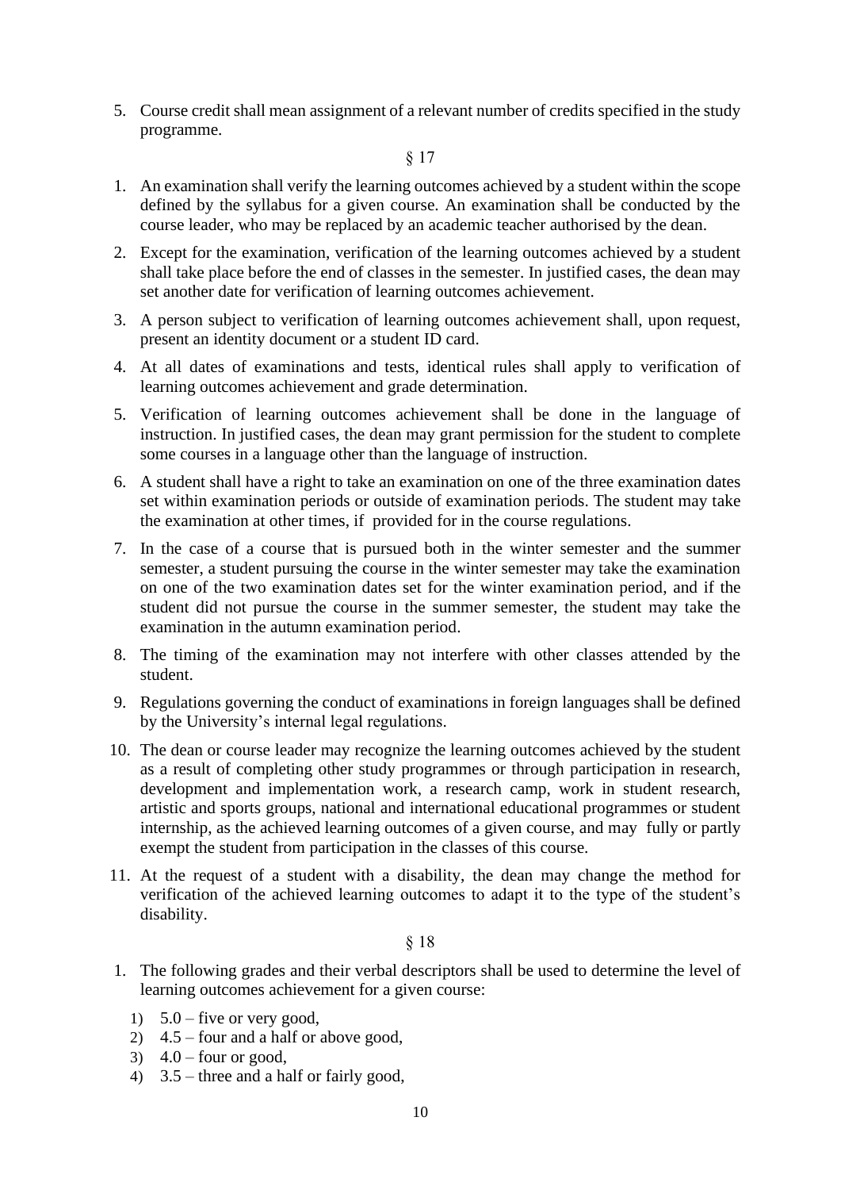5. Course credit shall mean assignment of a relevant number of credits specified in the study programme.

§ 17

1. An examination shall verify the learning outcomes achieved by a student within the scope defined by the syllabus for a given course. An examination shall be conducted by the course leader, who may be replaced by an academic teacher authorised by the dean.
2. Except for the examination, verification of the learning outcomes achieved by a student shall take place before the end of classes in the semester. In justified cases, the dean may set another date for verification of learning outcomes achievement.
3. A person subject to verification of learning outcomes achievement shall, upon request, present an identity document or a student ID card.
4. At all dates of examinations and tests, identical rules shall apply to verification of learning outcomes achievement and grade determination.
5. Verification of learning outcomes achievement shall be done in the language of instruction. In justified cases, the dean may grant permission for the student to complete some courses in a language other than the language of instruction.
6. A student shall have a right to take an examination on one of the three examination dates set within examination periods or outside of examination periods. The student may take the examination at other times, if provided for in the course regulations.
7. In the case of a course that is pursued both in the winter semester and the summer semester, a student pursuing the course in the winter semester may take the examination on one of the two examination dates set for the winter examination period, and if the student did not pursue the course in the summer semester, the student may take the examination in the autumn examination period.
8. The timing of the examination may not interfere with other classes attended by the student.
9. Regulations governing the conduct of examinations in foreign languages shall be defined by the University's internal legal regulations.
10. The dean or course leader may recognize the learning outcomes achieved by the student as a result of completing other study programmes or through participation in research, development and implementation work, a research camp, work in student research, artistic and sports groups, national and international educational programmes or student internship, as the achieved learning outcomes of a given course, and may fully or partly exempt the student from participation in the classes of this course.
11. At the request of a student with a disability, the dean may change the method for verification of the achieved learning outcomes to adapt it to the type of the student's disability.

§ 18

1. The following grades and their verbal descriptors shall be used to determine the level of learning outcomes achievement for a given course:
   1) 5.0 – five or very good,
   2) 4.5 – four and a half or above good,
   3) 4.0 – four or good,
   4) 3.5 – three and a half or fairly good,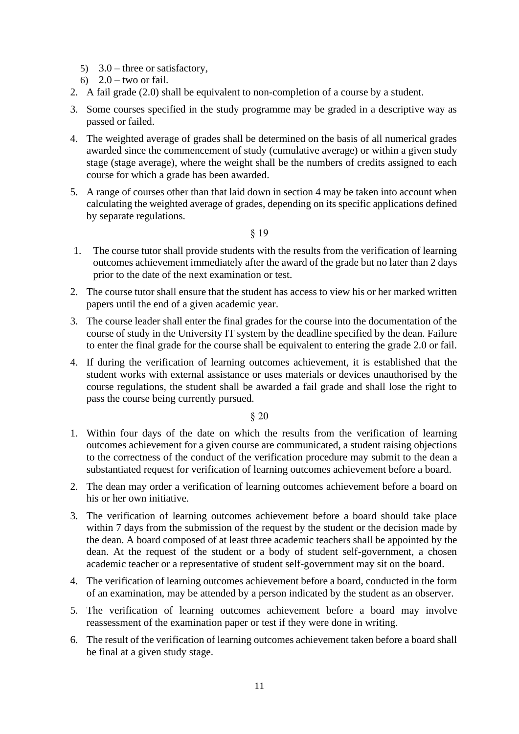5) 3.0 – three or satisfactory,
   6) 2.0 – two or fail.
2. A fail grade (2.0) shall be equivalent to non-completion of a course by a student.
3. Some courses specified in the study programme may be graded in a descriptive way as passed or failed.
4. The weighted average of grades shall be determined on the basis of all numerical grades awarded since the commencement of study (cumulative average) or within a given study stage (stage average), where the weight shall be the numbers of credits assigned to each course for which a grade has been awarded.
5. A range of courses other than that laid down in section 4 may be taken into account when calculating the weighted average of grades, depending on its specific applications defined by separate regulations.

§ 19

1. The course tutor shall provide students with the results from the verification of learning outcomes achievement immediately after the award of the grade but no later than 2 days prior to the date of the next examination or test.
2. The course tutor shall ensure that the student has access to view his or her marked written papers until the end of a given academic year.
3. The course leader shall enter the final grades for the course into the documentation of the course of study in the University IT system by the deadline specified by the dean. Failure to enter the final grade for the course shall be equivalent to entering the grade 2.0 or fail.
4. If during the verification of learning outcomes achievement, it is established that the student works with external assistance or uses materials or devices unauthorised by the course regulations, the student shall be awarded a fail grade and shall lose the right to pass the course being currently pursued.

§ 20

1. Within four days of the date on which the results from the verification of learning outcomes achievement for a given course are communicated, a student raising objections to the correctness of the conduct of the verification procedure may submit to the dean a substantiated request for verification of learning outcomes achievement before a board.
2. The dean may order a verification of learning outcomes achievement before a board on his or her own initiative.
3. The verification of learning outcomes achievement before a board should take place within 7 days from the submission of the request by the student or the decision made by the dean. A board composed of at least three academic teachers shall be appointed by the dean. At the request of the student or a body of student self-government, a chosen academic teacher or a representative of student self-government may sit on the board.
4. The verification of learning outcomes achievement before a board, conducted in the form of an examination, may be attended by a person indicated by the student as an observer.
5. The verification of learning outcomes achievement before a board may involve reassessment of the examination paper or test if they were done in writing.
6. The result of the verification of learning outcomes achievement taken before a board shall be final at a given study stage.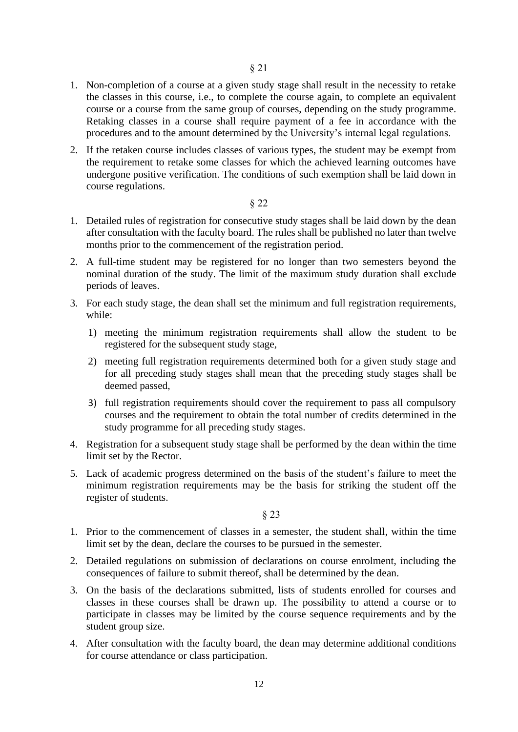§ 21

1. Non-completion of a course at a given study stage shall result in the necessity to retake the classes in this course, i.e., to complete the course again, to complete an equivalent course or a course from the same group of courses, depending on the study programme. Retaking classes in a course shall require payment of a fee in accordance with the procedures and to the amount determined by the University's internal legal regulations.
2. If the retaken course includes classes of various types, the student may be exempt from the requirement to retake some classes for which the achieved learning outcomes have undergone positive verification. The conditions of such exemption shall be laid down in course regulations.

§ 22

1. Detailed rules of registration for consecutive study stages shall be laid down by the dean after consultation with the faculty board. The rules shall be published no later than twelve months prior to the commencement of the registration period.
2. A full-time student may be registered for no longer than two semesters beyond the nominal duration of the study. The limit of the maximum study duration shall exclude periods of leaves.
3. For each study stage, the dean shall set the minimum and full registration requirements, while:
   1) meeting the minimum registration requirements shall allow the student to be registered for the subsequent study stage,
   2) meeting full registration requirements determined both for a given study stage and for all preceding study stages shall mean that the preceding study stages shall be deemed passed,
   3) full registration requirements should cover the requirement to pass all compulsory courses and the requirement to obtain the total number of credits determined in the study programme for all preceding study stages.
4. Registration for a subsequent study stage shall be performed by the dean within the time limit set by the Rector.
5. Lack of academic progress determined on the basis of the student's failure to meet the minimum registration requirements may be the basis for striking the student off the register of students.

§ 23

1. Prior to the commencement of classes in a semester, the student shall, within the time limit set by the dean, declare the courses to be pursued in the semester.
2. Detailed regulations on submission of declarations on course enrolment, including the consequences of failure to submit thereof, shall be determined by the dean.
3. On the basis of the declarations submitted, lists of students enrolled for courses and classes in these courses shall be drawn up. The possibility to attend a course or to participate in classes may be limited by the course sequence requirements and by the student group size.
4. After consultation with the faculty board, the dean may determine additional conditions for course attendance or class participation.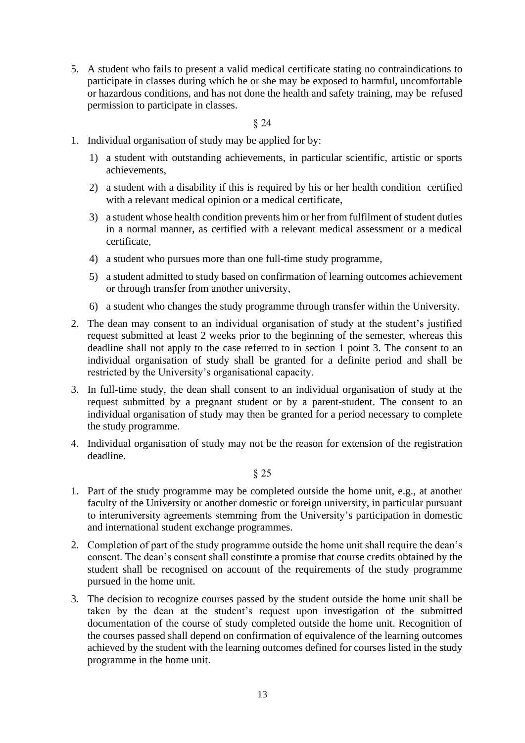5. A student who fails to present a valid medical certificate stating no contraindications to participate in classes during which he or she may be exposed to harmful, uncomfortable or hazardous conditions, and has not done the health and safety training, may be refused permission to participate in classes.

§ 24

1. Individual organisation of study may be applied for by:
   1) a student with outstanding achievements, in particular scientific, artistic or sports achievements,
   2) a student with a disability if this is required by his or her health condition certified with a relevant medical opinion or a medical certificate,
   3) a student whose health condition prevents him or her from fulfilment of student duties in a normal manner, as certified with a relevant medical assessment or a medical certificate,
   4) a student who pursues more than one full-time study programme,
   5) a student admitted to study based on confirmation of learning outcomes achievement or through transfer from another university,
   6) a student who changes the study programme through transfer within the University.
2. The dean may consent to an individual organisation of study at the student's justified request submitted at least 2 weeks prior to the beginning of the semester, whereas this deadline shall not apply to the case referred to in section 1 point 3. The consent to an individual organisation of study shall be granted for a definite period and shall be restricted by the University's organisational capacity.
3. In full-time study, the dean shall consent to an individual organisation of study at the request submitted by a pregnant student or by a parent-student. The consent to an individual organisation of study may then be granted for a period necessary to complete the study programme.
4. Individual organisation of study may not be the reason for extension of the registration deadline.

§ 25

1. Part of the study programme may be completed outside the home unit, e.g., at another faculty of the University or another domestic or foreign university, in particular pursuant to interuniversity agreements stemming from the University's participation in domestic and international student exchange programmes.
2. Completion of part of the study programme outside the home unit shall require the dean's consent. The dean's consent shall constitute a promise that course credits obtained by the student shall be recognised on account of the requirements of the study programme pursued in the home unit.
3. The decision to recognize courses passed by the student outside the home unit shall be taken by the dean at the student's request upon investigation of the submitted documentation of the course of study completed outside the home unit. Recognition of the courses passed shall depend on confirmation of equivalence of the learning outcomes achieved by the student with the learning outcomes defined for courses listed in the study programme in the home unit.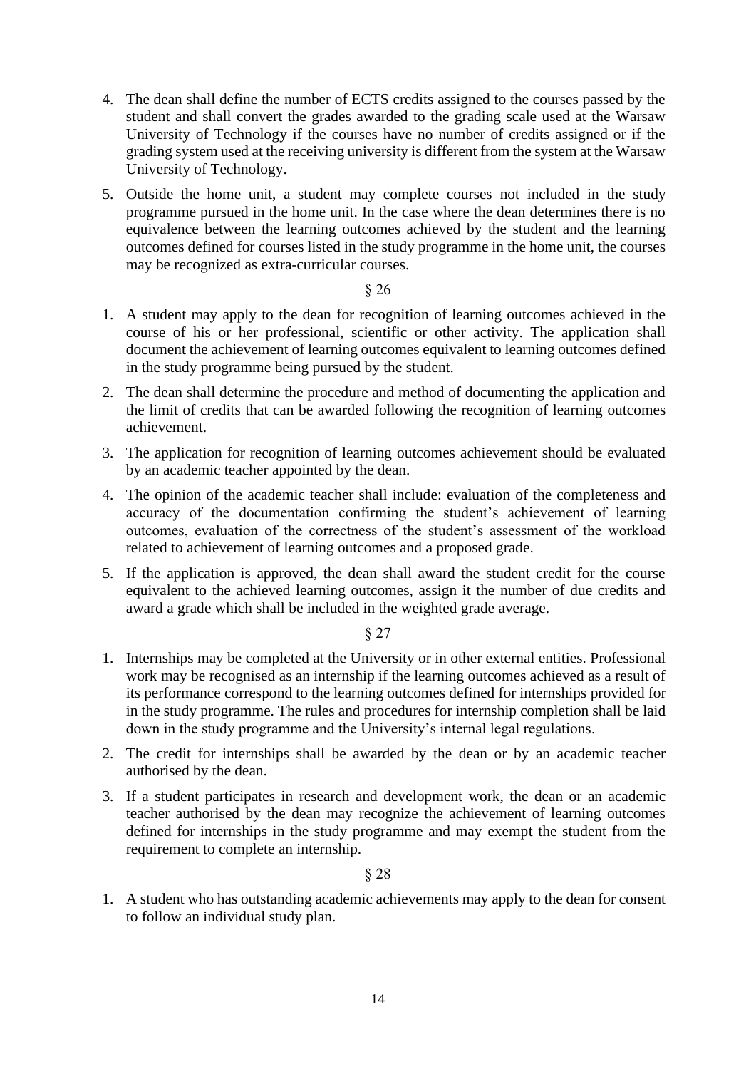4. The dean shall define the number of ECTS credits assigned to the courses passed by the student and shall convert the grades awarded to the grading scale used at the Warsaw University of Technology if the courses have no number of credits assigned or if the grading system used at the receiving university is different from the system at the Warsaw University of Technology.
5. Outside the home unit, a student may complete courses not included in the study programme pursued in the home unit. In the case where the dean determines there is no equivalence between the learning outcomes achieved by the student and the learning outcomes defined for courses listed in the study programme in the home unit, the courses may be recognized as extra-curricular courses.

§ 26

1. A student may apply to the dean for recognition of learning outcomes achieved in the course of his or her professional, scientific or other activity. The application shall document the achievement of learning outcomes equivalent to learning outcomes defined in the study programme being pursued by the student.
2. The dean shall determine the procedure and method of documenting the application and the limit of credits that can be awarded following the recognition of learning outcomes achievement.
3. The application for recognition of learning outcomes achievement should be evaluated by an academic teacher appointed by the dean.
4. The opinion of the academic teacher shall include: evaluation of the completeness and accuracy of the documentation confirming the student's achievement of learning outcomes, evaluation of the correctness of the student's assessment of the workload related to achievement of learning outcomes and a proposed grade.
5. If the application is approved, the dean shall award the student credit for the course equivalent to the achieved learning outcomes, assign it the number of due credits and award a grade which shall be included in the weighted grade average.

§ 27

1. Internships may be completed at the University or in other external entities. Professional work may be recognised as an internship if the learning outcomes achieved as a result of its performance correspond to the learning outcomes defined for internships provided for in the study programme. The rules and procedures for internship completion shall be laid down in the study programme and the University's internal legal regulations.
2. The credit for internships shall be awarded by the dean or by an academic teacher authorised by the dean.
3. If a student participates in research and development work, the dean or an academic teacher authorised by the dean may recognize the achievement of learning outcomes defined for internships in the study programme and may exempt the student from the requirement to complete an internship.

§ 28

1. A student who has outstanding academic achievements may apply to the dean for consent to follow an individual study plan.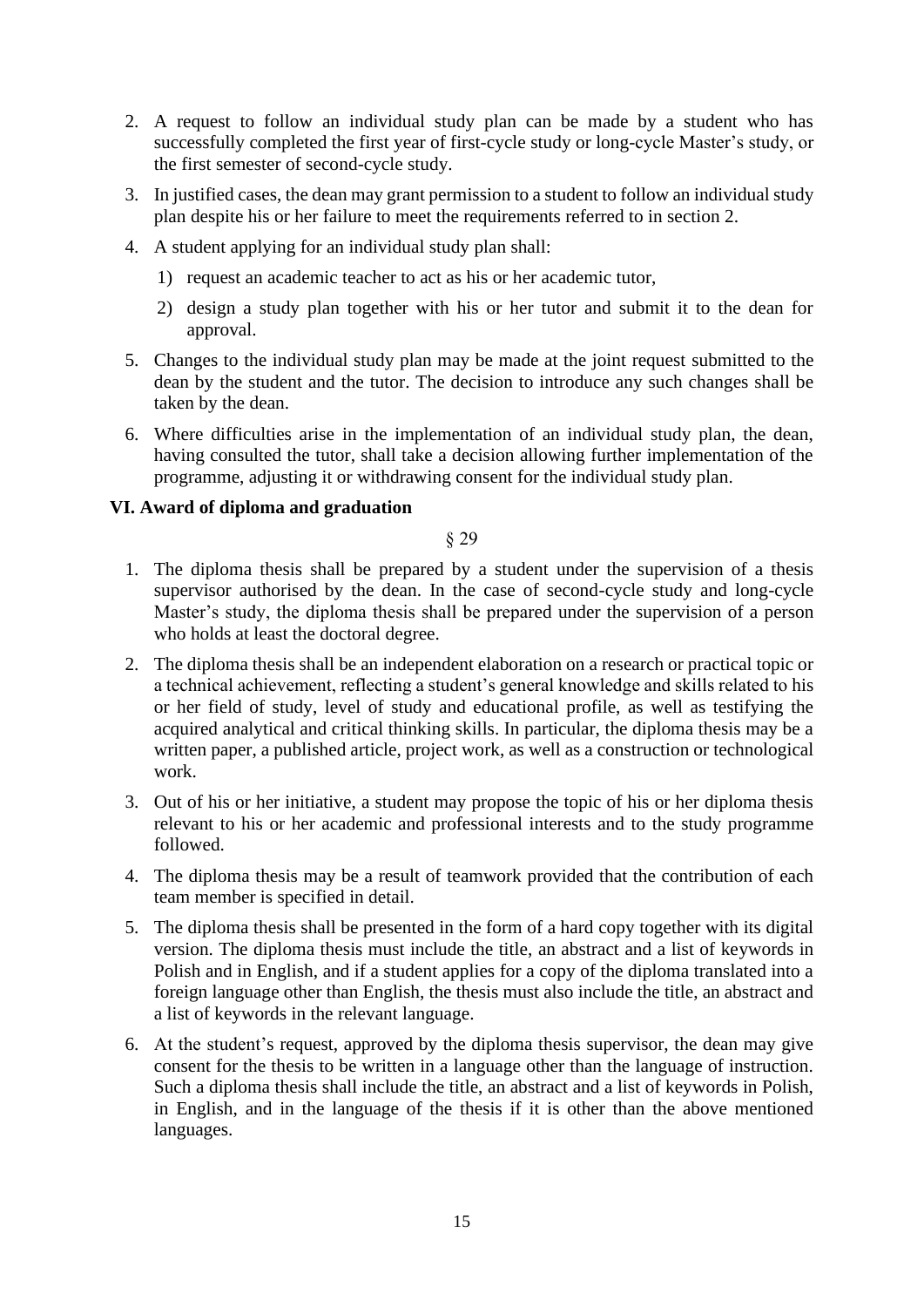2. A request to follow an individual study plan can be made by a student who has successfully completed the first year of first-cycle study or long-cycle Master's study, or the first semester of second-cycle study.
3. In justified cases, the dean may grant permission to a student to follow an individual study plan despite his or her failure to meet the requirements referred to in section 2.
4. A student applying for an individual study plan shall:
   1) request an academic teacher to act as his or her academic tutor,
   2) design a study plan together with his or her tutor and submit it to the dean for approval.
5. Changes to the individual study plan may be made at the joint request submitted to the dean by the student and the tutor. The decision to introduce any such changes shall be taken by the dean.
6. Where difficulties arise in the implementation of an individual study plan, the dean, having consulted the tutor, shall take a decision allowing further implementation of the programme, adjusting it or withdrawing consent for the individual study plan.

## VI. Award of diploma and graduation

§ 29

1. The diploma thesis shall be prepared by a student under the supervision of a thesis supervisor authorised by the dean. In the case of second-cycle study and long-cycle Master's study, the diploma thesis shall be prepared under the supervision of a person who holds at least the doctoral degree.
2. The diploma thesis shall be an independent elaboration on a research or practical topic or a technical achievement, reflecting a student's general knowledge and skills related to his or her field of study, level of study and educational profile, as well as testifying the acquired analytical and critical thinking skills. In particular, the diploma thesis may be a written paper, a published article, project work, as well as a construction or technological work.
3. Out of his or her initiative, a student may propose the topic of his or her diploma thesis relevant to his or her academic and professional interests and to the study programme followed.
4. The diploma thesis may be a result of teamwork provided that the contribution of each team member is specified in detail.
5. The diploma thesis shall be presented in the form of a hard copy together with its digital version. The diploma thesis must include the title, an abstract and a list of keywords in Polish and in English, and if a student applies for a copy of the diploma translated into a foreign language other than English, the thesis must also include the title, an abstract and a list of keywords in the relevant language.
6. At the student's request, approved by the diploma thesis supervisor, the dean may give consent for the thesis to be written in a language other than the language of instruction. Such a diploma thesis shall include the title, an abstract and a list of keywords in Polish, in English, and in the language of the thesis if it is other than the above mentioned languages.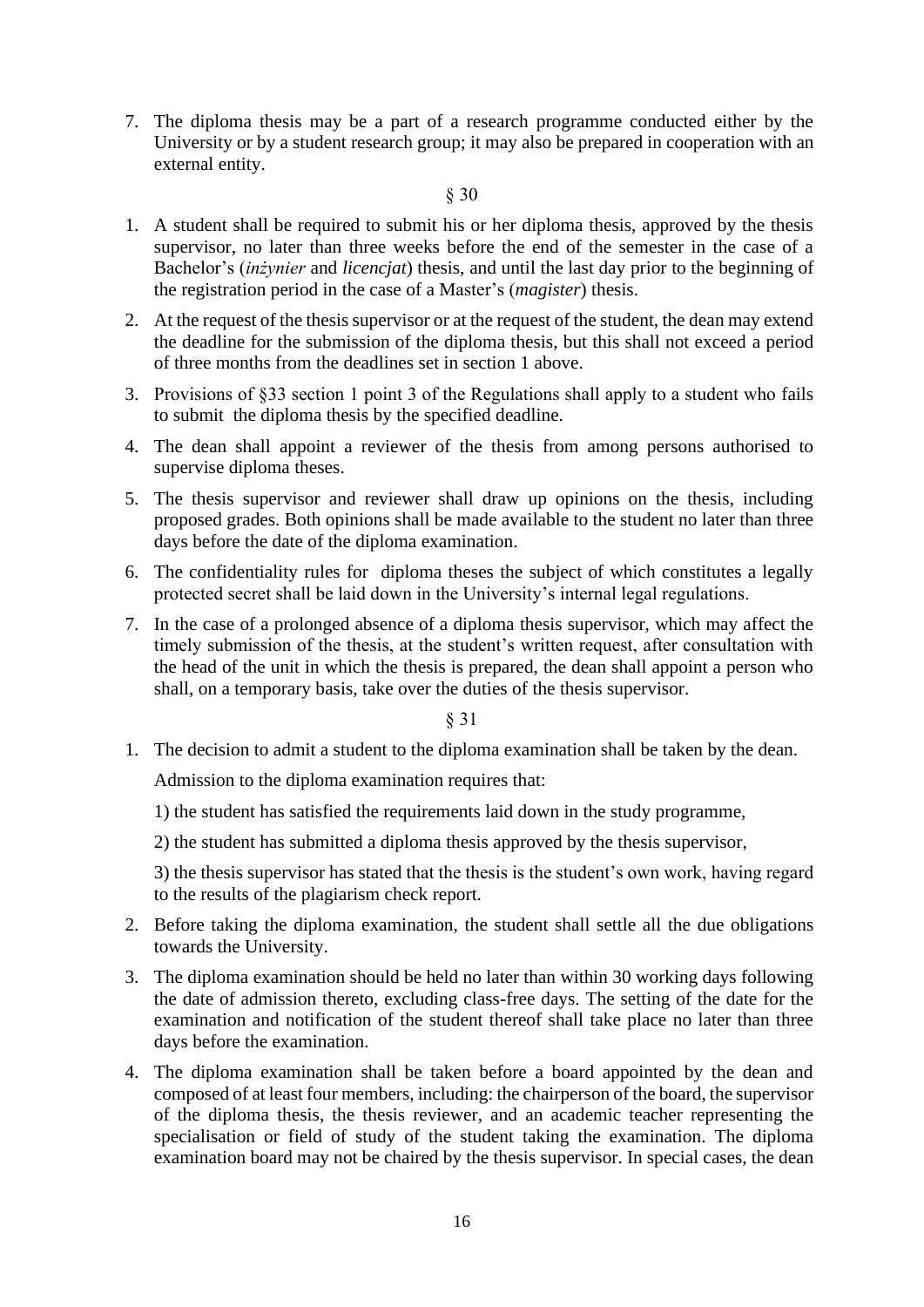7. The diploma thesis may be a part of a research programme conducted either by the University or by a student research group; it may also be prepared in cooperation with an external entity.

§ 30

1. A student shall be required to submit his or her diploma thesis, approved by the thesis supervisor, no later than three weeks before the end of the semester in the case of a Bachelor's (*inżynier* and *licencjat*) thesis, and until the last day prior to the beginning of the registration period in the case of a Master's (*magister*) thesis.
2. At the request of the thesis supervisor or at the request of the student, the dean may extend the deadline for the submission of the diploma thesis, but this shall not exceed a period of three months from the deadlines set in section 1 above.
3. Provisions of §33 section 1 point 3 of the Regulations shall apply to a student who fails to submit the diploma thesis by the specified deadline.
4. The dean shall appoint a reviewer of the thesis from among persons authorised to supervise diploma theses.
5. The thesis supervisor and reviewer shall draw up opinions on the thesis, including proposed grades. Both opinions shall be made available to the student no later than three days before the date of the diploma examination.
6. The confidentiality rules for diploma theses the subject of which constitutes a legally protected secret shall be laid down in the University's internal legal regulations.
7. In the case of a prolonged absence of a diploma thesis supervisor, which may affect the timely submission of the thesis, at the student's written request, after consultation with the head of the unit in which the thesis is prepared, the dean shall appoint a person who shall, on a temporary basis, take over the duties of the thesis supervisor.

§ 31

1. The decision to admit a student to the diploma examination shall be taken by the dean.

   Admission to the diploma examination requires that:

   1) the student has satisfied the requirements laid down in the study programme,

   2) the student has submitted a diploma thesis approved by the thesis supervisor,

   3) the thesis supervisor has stated that the thesis is the student's own work, having regard to the results of the plagiarism check report.
2. Before taking the diploma examination, the student shall settle all the due obligations towards the University.
3. The diploma examination should be held no later than within 30 working days following the date of admission thereto, excluding class-free days. The setting of the date for the examination and notification of the student thereof shall take place no later than three days before the examination.
4. The diploma examination shall be taken before a board appointed by the dean and composed of at least four members, including: the chairperson of the board, the supervisor of the diploma thesis, the thesis reviewer, and an academic teacher representing the specialisation or field of study of the student taking the examination. The diploma examination board may not be chaired by the thesis supervisor. In special cases, the dean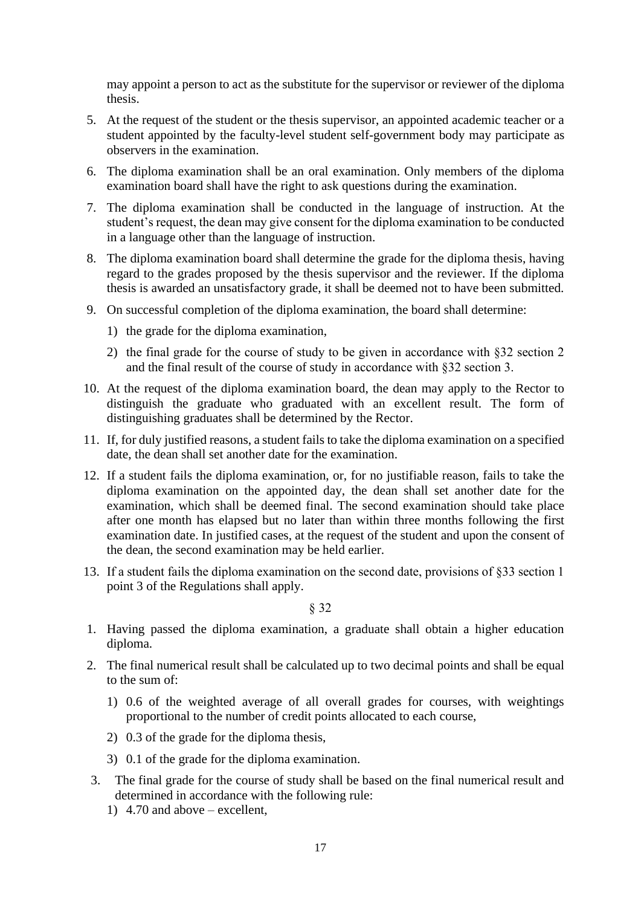may appoint a person to act as the substitute for the supervisor or reviewer of the diploma thesis.

5. At the request of the student or the thesis supervisor, an appointed academic teacher or a student appointed by the faculty-level student self-government body may participate as observers in the examination.
6. The diploma examination shall be an oral examination. Only members of the diploma examination board shall have the right to ask questions during the examination.
7. The diploma examination shall be conducted in the language of instruction. At the student's request, the dean may give consent for the diploma examination to be conducted in a language other than the language of instruction.
8. The diploma examination board shall determine the grade for the diploma thesis, having regard to the grades proposed by the thesis supervisor and the reviewer. If the diploma thesis is awarded an unsatisfactory grade, it shall be deemed not to have been submitted.
9. On successful completion of the diploma examination, the board shall determine:
   1) the grade for the diploma examination,
   2) the final grade for the course of study to be given in accordance with §32 section 2 and the final result of the course of study in accordance with §32 section 3.
10. At the request of the diploma examination board, the dean may apply to the Rector to distinguish the graduate who graduated with an excellent result. The form of distinguishing graduates shall be determined by the Rector.
11. If, for duly justified reasons, a student fails to take the diploma examination on a specified date, the dean shall set another date for the examination.
12. If a student fails the diploma examination, or, for no justifiable reason, fails to take the diploma examination on the appointed day, the dean shall set another date for the examination, which shall be deemed final. The second examination should take place after one month has elapsed but no later than within three months following the first examination date. In justified cases, at the request of the student and upon the consent of the dean, the second examination may be held earlier.
13. If a student fails the diploma examination on the second date, provisions of §33 section 1 point 3 of the Regulations shall apply.

§ 32

1. Having passed the diploma examination, a graduate shall obtain a higher education diploma.
2. The final numerical result shall be calculated up to two decimal points and shall be equal to the sum of:
   1) 0.6 of the weighted average of all overall grades for courses, with weightings proportional to the number of credit points allocated to each course,
   2) 0.3 of the grade for the diploma thesis,
   3) 0.1 of the grade for the diploma examination.
3. The final grade for the course of study shall be based on the final numerical result and determined in accordance with the following rule:
   1) 4.70 and above – excellent,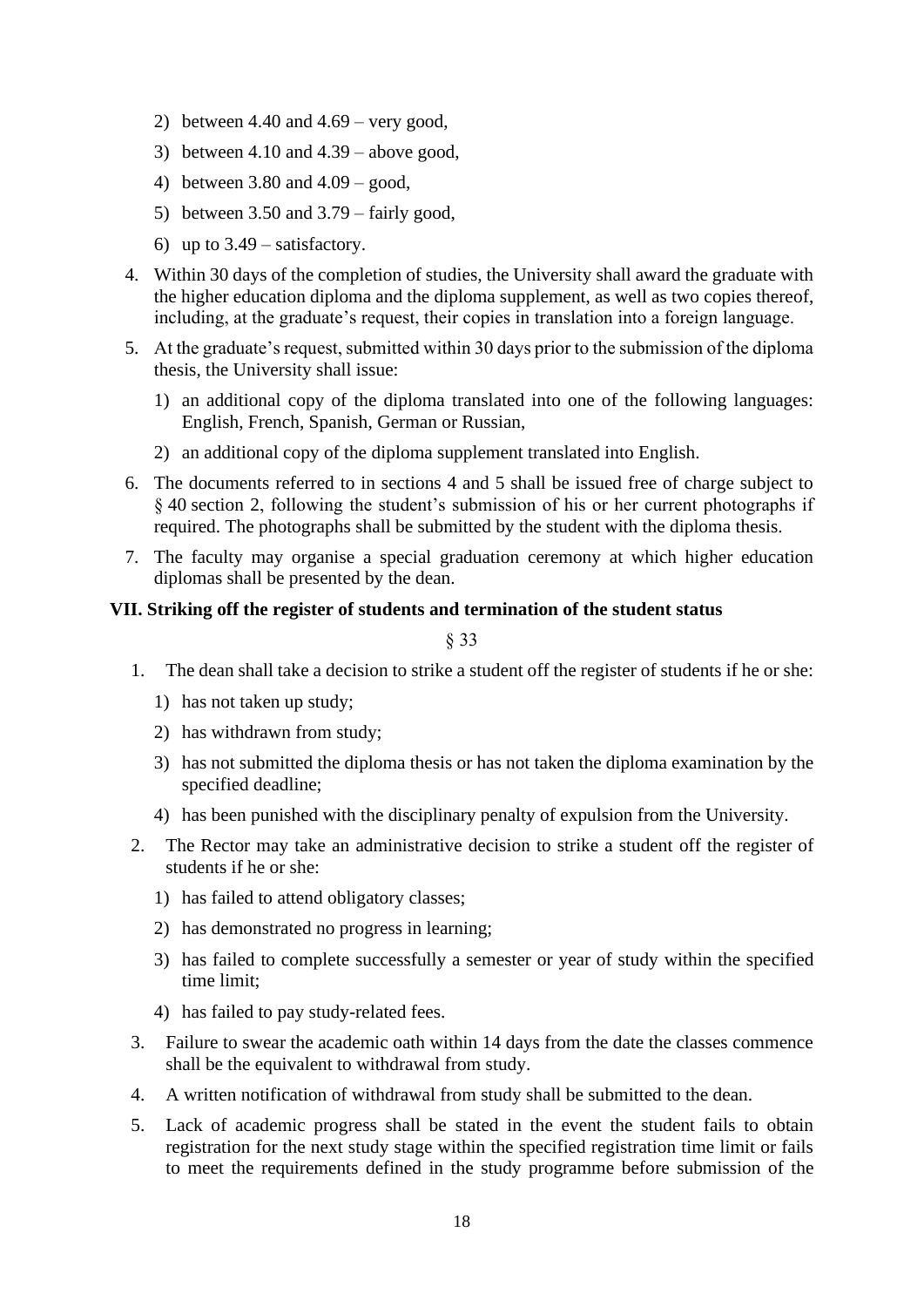2) between 4.40 and 4.69 – very good,
3) between 4.10 and 4.39 – above good,
4) between 3.80 and 4.09 – good,
5) between 3.50 and 3.79 – fairly good,
6) up to 3.49 – satisfactory.

4. Within 30 days of the completion of studies, the University shall award the graduate with the higher education diploma and the diploma supplement, as well as two copies thereof, including, at the graduate's request, their copies in translation into a foreign language.
5. At the graduate's request, submitted within 30 days prior to the submission of the diploma thesis, the University shall issue:
   1) an additional copy of the diploma translated into one of the following languages: English, French, Spanish, German or Russian,
   2) an additional copy of the diploma supplement translated into English.
6. The documents referred to in sections 4 and 5 shall be issued free of charge subject to § 40 section 2, following the student's submission of his or her current photographs if required. The photographs shall be submitted by the student with the diploma thesis.
7. The faculty may organise a special graduation ceremony at which higher education diplomas shall be presented by the dean.

**VII. Striking off the register of students and termination of the student status**

§ 33

1. The dean shall take a decision to strike a student off the register of students if he or she:
   1) has not taken up study;
   2) has withdrawn from study;
   3) has not submitted the diploma thesis or has not taken the diploma examination by the specified deadline;
   4) has been punished with the disciplinary penalty of expulsion from the University.
2. The Rector may take an administrative decision to strike a student off the register of students if he or she:
   1) has failed to attend obligatory classes;
   2) has demonstrated no progress in learning;
   3) has failed to complete successfully a semester or year of study within the specified time limit;
   4) has failed to pay study-related fees.
3. Failure to swear the academic oath within 14 days from the date the classes commence shall be the equivalent to withdrawal from study.
4. A written notification of withdrawal from study shall be submitted to the dean.
5. Lack of academic progress shall be stated in the event the student fails to obtain registration for the next study stage within the specified registration time limit or fails to meet the requirements defined in the study programme before submission of the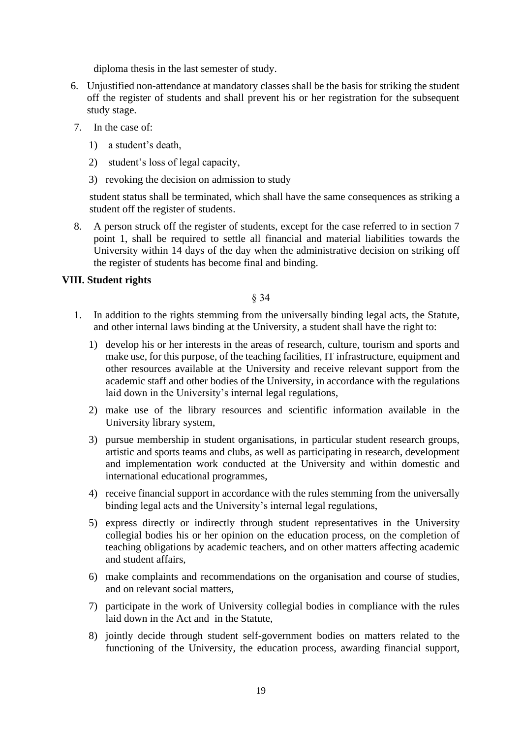diploma thesis in the last semester of study.

6. Unjustified non-attendance at mandatory classes shall be the basis for striking the student off the register of students and shall prevent his or her registration for the subsequent study stage.
7. In the case of:
   1) a student's death,
   2) student's loss of legal capacity,
   3) revoking the decision on admission to study

   student status shall be terminated, which shall have the same consequences as striking a student off the register of students.
8. A person struck off the register of students, except for the case referred to in section 7 point 1, shall be required to settle all financial and material liabilities towards the University within 14 days of the day when the administrative decision on striking off the register of students has become final and binding.

## VIII. Student rights

§ 34

1. In addition to the rights stemming from the universally binding legal acts, the Statute, and other internal laws binding at the University, a student shall have the right to:
   1) develop his or her interests in the areas of research, culture, tourism and sports and make use, for this purpose, of the teaching facilities, IT infrastructure, equipment and other resources available at the University and receive relevant support from the academic staff and other bodies of the University, in accordance with the regulations laid down in the University's internal legal regulations,
   2) make use of the library resources and scientific information available in the University library system,
   3) pursue membership in student organisations, in particular student research groups, artistic and sports teams and clubs, as well as participating in research, development and implementation work conducted at the University and within domestic and international educational programmes,
   4) receive financial support in accordance with the rules stemming from the universally binding legal acts and the University's internal legal regulations,
   5) express directly or indirectly through student representatives in the University collegial bodies his or her opinion on the education process, on the completion of teaching obligations by academic teachers, and on other matters affecting academic and student affairs,
   6) make complaints and recommendations on the organisation and course of studies, and on relevant social matters,
   7) participate in the work of University collegial bodies in compliance with the rules laid down in the Act and in the Statute,
   8) jointly decide through student self-government bodies on matters related to the functioning of the University, the education process, awarding financial support,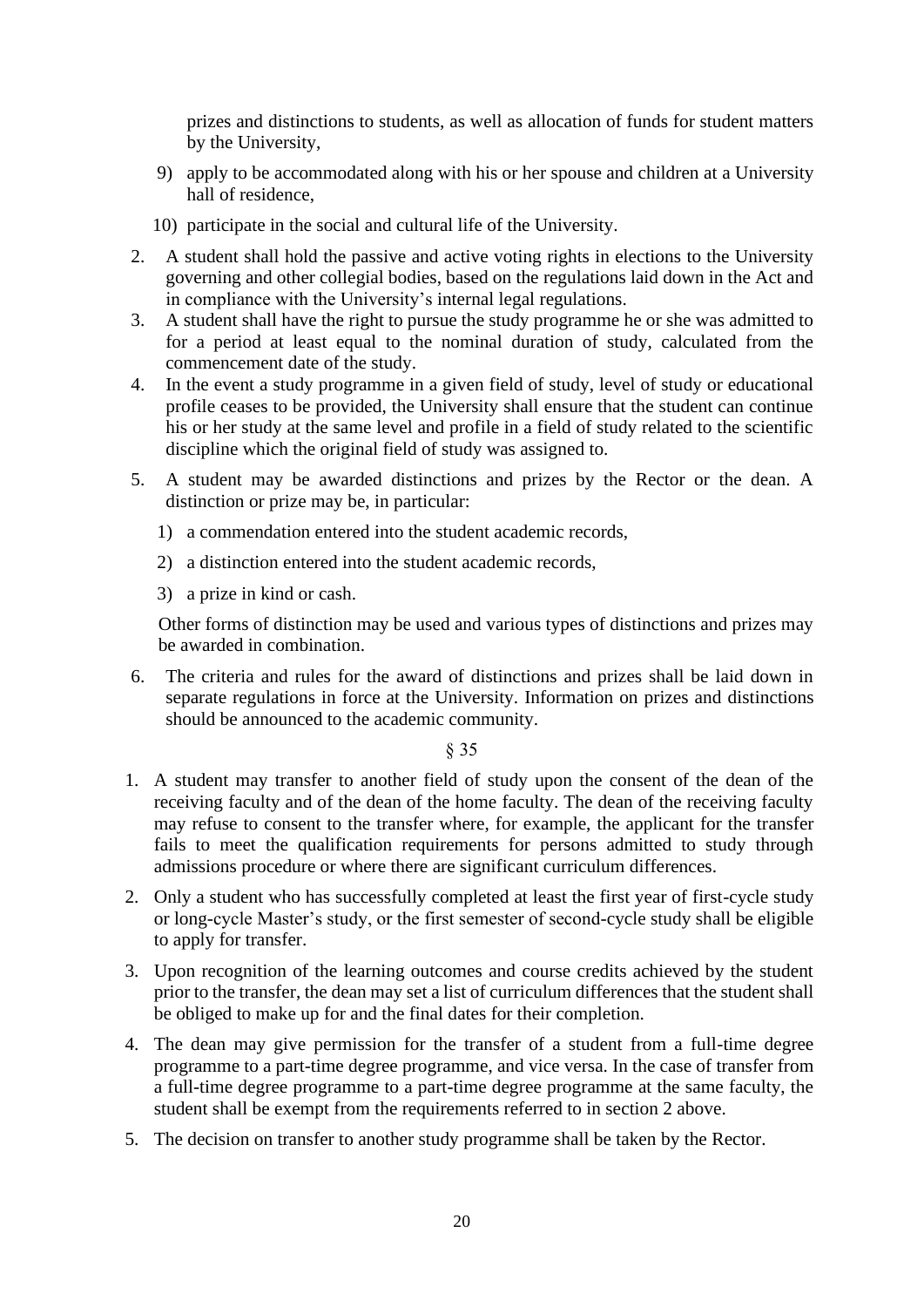prizes and distinctions to students, as well as allocation of funds for student matters by the University,

9) apply to be accommodated along with his or her spouse and children at a University hall of residence,
10) participate in the social and cultural life of the University.

2. A student shall hold the passive and active voting rights in elections to the University governing and other collegial bodies, based on the regulations laid down in the Act and in compliance with the University's internal legal regulations.
3. A student shall have the right to pursue the study programme he or she was admitted to for a period at least equal to the nominal duration of study, calculated from the commencement date of the study.
4. In the event a study programme in a given field of study, level of study or educational profile ceases to be provided, the University shall ensure that the student can continue his or her study at the same level and profile in a field of study related to the scientific discipline which the original field of study was assigned to.
5. A student may be awarded distinctions and prizes by the Rector or the dean. A distinction or prize may be, in particular:
   1) a commendation entered into the student academic records,
   2) a distinction entered into the student academic records,
   3) a prize in kind or cash.

   Other forms of distinction may be used and various types of distinctions and prizes may be awarded in combination.
6. The criteria and rules for the award of distinctions and prizes shall be laid down in separate regulations in force at the University. Information on prizes and distinctions should be announced to the academic community.

§ 35

1. A student may transfer to another field of study upon the consent of the dean of the receiving faculty and of the dean of the home faculty. The dean of the receiving faculty may refuse to consent to the transfer where, for example, the applicant for the transfer fails to meet the qualification requirements for persons admitted to study through admissions procedure or where there are significant curriculum differences.
2. Only a student who has successfully completed at least the first year of first-cycle study or long-cycle Master's study, or the first semester of second-cycle study shall be eligible to apply for transfer.
3. Upon recognition of the learning outcomes and course credits achieved by the student prior to the transfer, the dean may set a list of curriculum differences that the student shall be obliged to make up for and the final dates for their completion.
4. The dean may give permission for the transfer of a student from a full-time degree programme to a part-time degree programme, and vice versa. In the case of transfer from a full-time degree programme to a part-time degree programme at the same faculty, the student shall be exempt from the requirements referred to in section 2 above.
5. The decision on transfer to another study programme shall be taken by the Rector.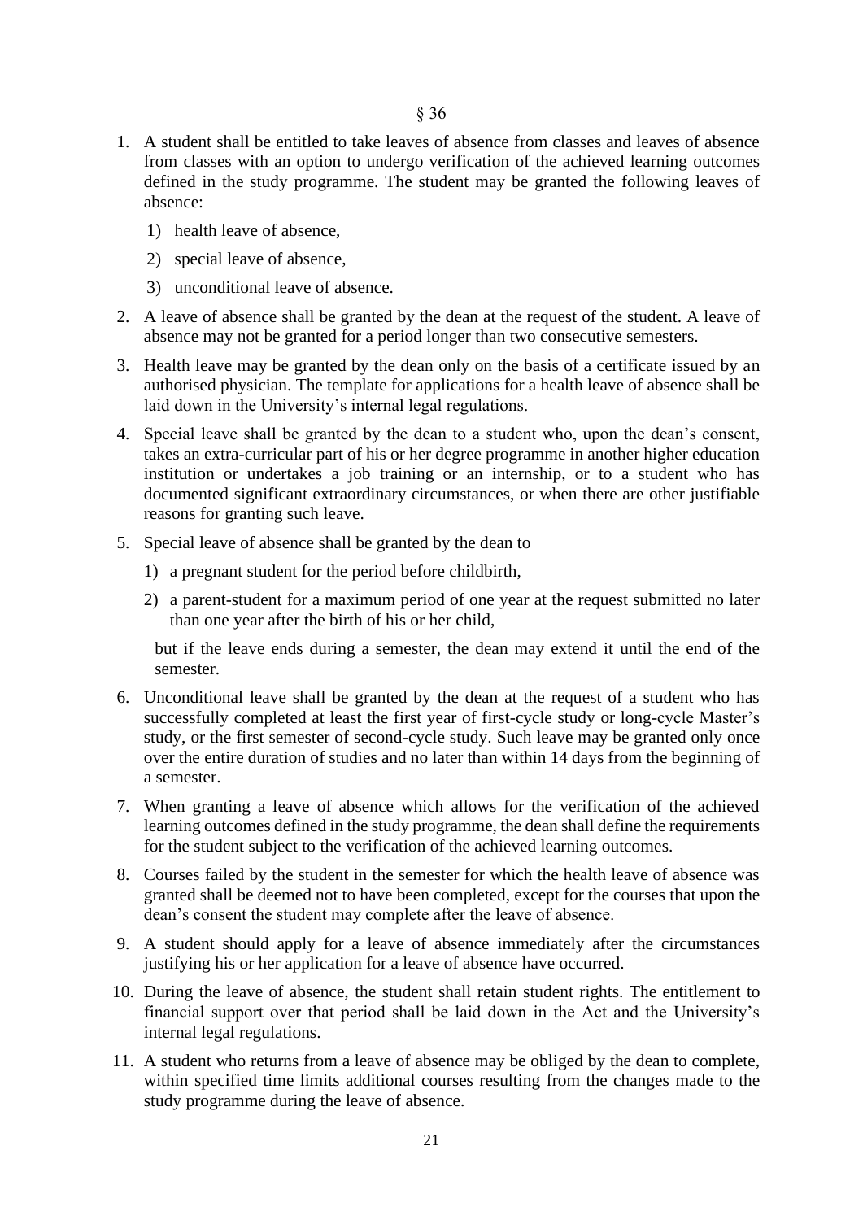## § 36

1. A student shall be entitled to take leaves of absence from classes and leaves of absence from classes with an option to undergo verification of the achieved learning outcomes defined in the study programme. The student may be granted the following leaves of absence:
   1) health leave of absence,
   2) special leave of absence,
   3) unconditional leave of absence.
2. A leave of absence shall be granted by the dean at the request of the student. A leave of absence may not be granted for a period longer than two consecutive semesters.
3. Health leave may be granted by the dean only on the basis of a certificate issued by an authorised physician. The template for applications for a health leave of absence shall be laid down in the University's internal legal regulations.
4. Special leave shall be granted by the dean to a student who, upon the dean's consent, takes an extra-curricular part of his or her degree programme in another higher education institution or undertakes a job training or an internship, or to a student who has documented significant extraordinary circumstances, or when there are other justifiable reasons for granting such leave.
5. Special leave of absence shall be granted by the dean to
   1) a pregnant student for the period before childbirth,
   2) a parent-student for a maximum period of one year at the request submitted no later than one year after the birth of his or her child,

   but if the leave ends during a semester, the dean may extend it until the end of the semester.
6. Unconditional leave shall be granted by the dean at the request of a student who has successfully completed at least the first year of first-cycle study or long-cycle Master's study, or the first semester of second-cycle study. Such leave may be granted only once over the entire duration of studies and no later than within 14 days from the beginning of a semester.
7. When granting a leave of absence which allows for the verification of the achieved learning outcomes defined in the study programme, the dean shall define the requirements for the student subject to the verification of the achieved learning outcomes.
8. Courses failed by the student in the semester for which the health leave of absence was granted shall be deemed not to have been completed, except for the courses that upon the dean's consent the student may complete after the leave of absence.
9. A student should apply for a leave of absence immediately after the circumstances justifying his or her application for a leave of absence have occurred.
10. During the leave of absence, the student shall retain student rights. The entitlement to financial support over that period shall be laid down in the Act and the University's internal legal regulations.
11. A student who returns from a leave of absence may be obliged by the dean to complete, within specified time limits additional courses resulting from the changes made to the study programme during the leave of absence.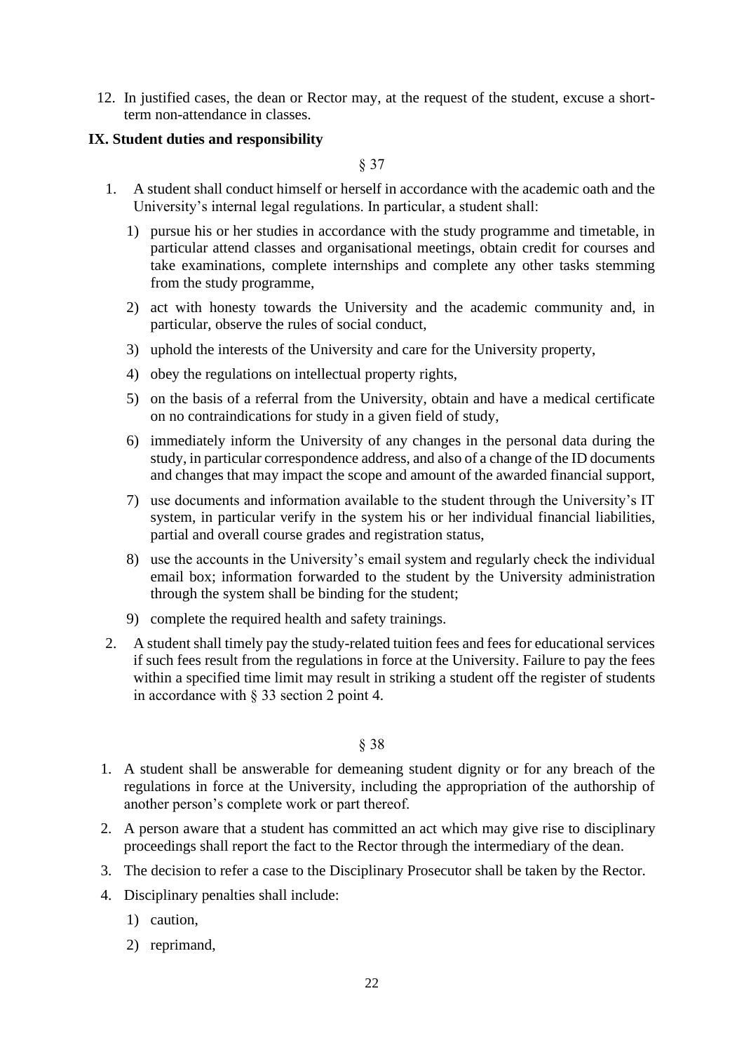12. In justified cases, the dean or Rector may, at the request of the student, excuse a short-term non-attendance in classes.

## IX. Student duties and responsibility

§ 37

1. A student shall conduct himself or herself in accordance with the academic oath and the University's internal legal regulations. In particular, a student shall:
   1) pursue his or her studies in accordance with the study programme and timetable, in particular attend classes and organisational meetings, obtain credit for courses and take examinations, complete internships and complete any other tasks stemming from the study programme,
   2) act with honesty towards the University and the academic community and, in particular, observe the rules of social conduct,
   3) uphold the interests of the University and care for the University property,
   4) obey the regulations on intellectual property rights,
   5) on the basis of a referral from the University, obtain and have a medical certificate on no contraindications for study in a given field of study,
   6) immediately inform the University of any changes in the personal data during the study, in particular correspondence address, and also of a change of the ID documents and changes that may impact the scope and amount of the awarded financial support,
   7) use documents and information available to the student through the University's IT system, in particular verify in the system his or her individual financial liabilities, partial and overall course grades and registration status,
   8) use the accounts in the University's email system and regularly check the individual email box; information forwarded to the student by the University administration through the system shall be binding for the student;
   9) complete the required health and safety trainings.
2. A student shall timely pay the study-related tuition fees and fees for educational services if such fees result from the regulations in force at the University. Failure to pay the fees within a specified time limit may result in striking a student off the register of students in accordance with § 33 section 2 point 4.

§ 38

1. A student shall be answerable for demeaning student dignity or for any breach of the regulations in force at the University, including the appropriation of the authorship of another person's complete work or part thereof.
2. A person aware that a student has committed an act which may give rise to disciplinary proceedings shall report the fact to the Rector through the intermediary of the dean.
3. The decision to refer a case to the Disciplinary Prosecutor shall be taken by the Rector.
4. Disciplinary penalties shall include:
   1) caution,
   2) reprimand,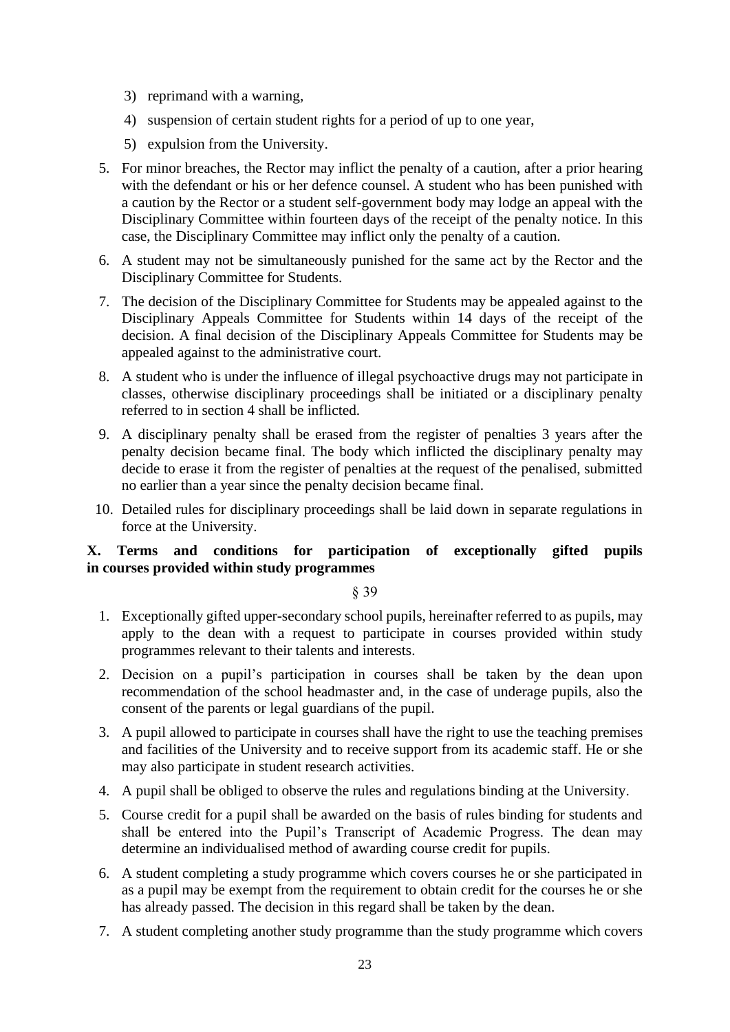3) reprimand with a warning,
4) suspension of certain student rights for a period of up to one year,
5) expulsion from the University.

5. For minor breaches, the Rector may inflict the penalty of a caution, after a prior hearing with the defendant or his or her defence counsel. A student who has been punished with a caution by the Rector or a student self-government body may lodge an appeal with the Disciplinary Committee within fourteen days of the receipt of the penalty notice. In this case, the Disciplinary Committee may inflict only the penalty of a caution.
6. A student may not be simultaneously punished for the same act by the Rector and the Disciplinary Committee for Students.
7. The decision of the Disciplinary Committee for Students may be appealed against to the Disciplinary Appeals Committee for Students within 14 days of the receipt of the decision. A final decision of the Disciplinary Appeals Committee for Students may be appealed against to the administrative court.
8. A student who is under the influence of illegal psychoactive drugs may not participate in classes, otherwise disciplinary proceedings shall be initiated or a disciplinary penalty referred to in section 4 shall be inflicted.
9. A disciplinary penalty shall be erased from the register of penalties 3 years after the penalty decision became final. The body which inflicted the disciplinary penalty may decide to erase it from the register of penalties at the request of the penalised, submitted no earlier than a year since the penalty decision became final.
10. Detailed rules for disciplinary proceedings shall be laid down in separate regulations in force at the University.

## X. Terms and conditions for participation of exceptionally gifted pupils in courses provided within study programmes

§ 39

1. Exceptionally gifted upper-secondary school pupils, hereinafter referred to as pupils, may apply to the dean with a request to participate in courses provided within study programmes relevant to their talents and interests.
2. Decision on a pupil's participation in courses shall be taken by the dean upon recommendation of the school headmaster and, in the case of underage pupils, also the consent of the parents or legal guardians of the pupil.
3. A pupil allowed to participate in courses shall have the right to use the teaching premises and facilities of the University and to receive support from its academic staff. He or she may also participate in student research activities.
4. A pupil shall be obliged to observe the rules and regulations binding at the University.
5. Course credit for a pupil shall be awarded on the basis of rules binding for students and shall be entered into the Pupil's Transcript of Academic Progress. The dean may determine an individualised method of awarding course credit for pupils.
6. A student completing a study programme which covers courses he or she participated in as a pupil may be exempt from the requirement to obtain credit for the courses he or she has already passed. The decision in this regard shall be taken by the dean.
7. A student completing another study programme than the study programme which covers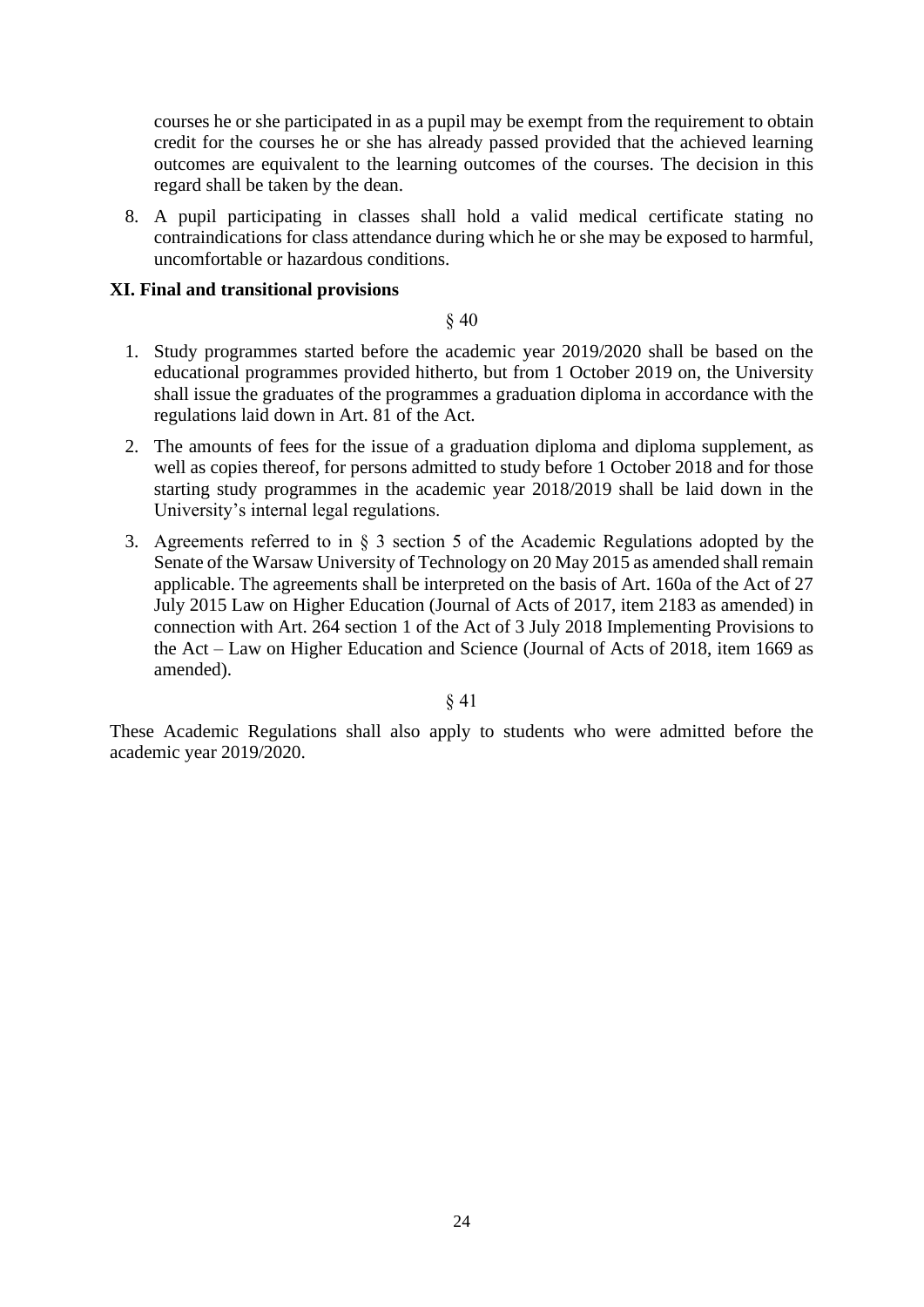courses he or she participated in as a pupil may be exempt from the requirement to obtain credit for the courses he or she has already passed provided that the achieved learning outcomes are equivalent to the learning outcomes of the courses. The decision in this regard shall be taken by the dean.

8. A pupil participating in classes shall hold a valid medical certificate stating no contraindications for class attendance during which he or she may be exposed to harmful, uncomfortable or hazardous conditions.

## XI. Final and transitional provisions

§ 40

1. Study programmes started before the academic year 2019/2020 shall be based on the educational programmes provided hitherto, but from 1 October 2019 on, the University shall issue the graduates of the programmes a graduation diploma in accordance with the regulations laid down in Art. 81 of the Act.
2. The amounts of fees for the issue of a graduation diploma and diploma supplement, as well as copies thereof, for persons admitted to study before 1 October 2018 and for those starting study programmes in the academic year 2018/2019 shall be laid down in the University's internal legal regulations.
3. Agreements referred to in § 3 section 5 of the Academic Regulations adopted by the Senate of the Warsaw University of Technology on 20 May 2015 as amended shall remain applicable. The agreements shall be interpreted on the basis of Art. 160a of the Act of 27 July 2015 Law on Higher Education (Journal of Acts of 2017, item 2183 as amended) in connection with Art. 264 section 1 of the Act of 3 July 2018 Implementing Provisions to the Act – Law on Higher Education and Science (Journal of Acts of 2018, item 1669 as amended).

§ 41

These Academic Regulations shall also apply to students who were admitted before the academic year 2019/2020.